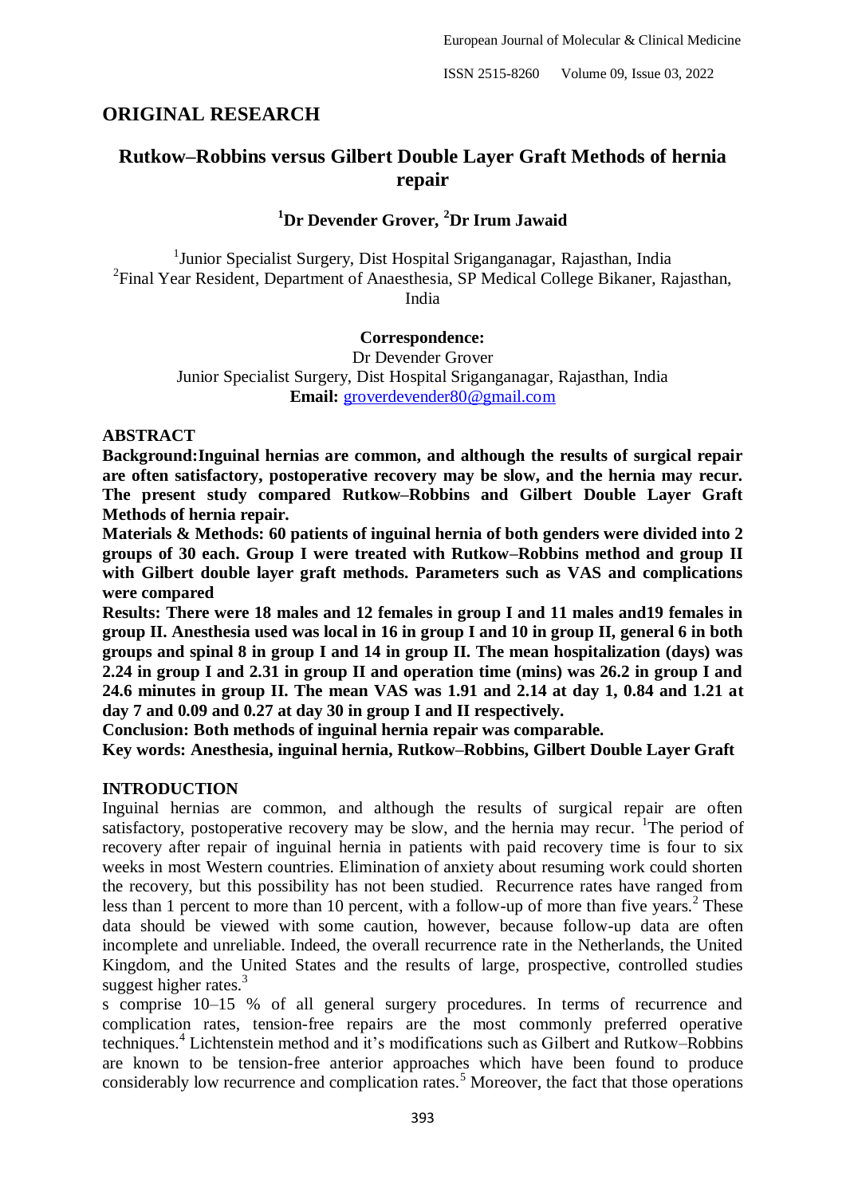## ORIGINAL RESEARCH

# Rutkow–Robbins versus Gilbert Double Layer Graft Methods of hernia repair

**[1]Dr Devender Grover, [2]Dr Irum Jawaid**

[1]Junior Specialist Surgery, Dist Hospital Sriganganagar, Rajasthan, India
[2]Final Year Resident, Department of Anaesthesia, SP Medical College Bikaner, Rajasthan, India

**Correspondence:**
Dr Devender Grover
Junior Specialist Surgery, Dist Hospital Sriganganagar, Rajasthan, India
**Email:** groverdevender80@gmail.com

## ABSTRACT

**Background:Inguinal hernias are common, and although the results of surgical repair are often satisfactory, postoperative recovery may be slow, and the hernia may recur. The present study compared Rutkow–Robbins and Gilbert Double Layer Graft Methods of hernia repair.**

**Materials & Methods: 60 patients of inguinal hernia of both genders were divided into 2 groups of 30 each. Group I were treated with Rutkow–Robbins method and group II with Gilbert double layer graft methods. Parameters such as VAS and complications were compared**

**Results: There were 18 males and 12 females in group I and 11 males and19 females in group II. Anesthesia used was local in 16 in group I and 10 in group II, general 6 in both groups and spinal 8 in group I and 14 in group II. The mean hospitalization (days) was 2.24 in group I and 2.31 in group II and operation time (mins) was 26.2 in group I and 24.6 minutes in group II. The mean VAS was 1.91 and 2.14 at day 1, 0.84 and 1.21 at day 7 and 0.09 and 0.27 at day 30 in group I and II respectively.**

**Conclusion: Both methods of inguinal hernia repair was comparable.**

**Key words: Anesthesia, inguinal hernia, Rutkow–Robbins, Gilbert Double Layer Graft**

## INTRODUCTION

Inguinal hernias are common, and although the results of surgical repair are often satisfactory, postoperative recovery may be slow, and the hernia may recur. [1]The period of recovery after repair of inguinal hernia in patients with paid recovery time is four to six weeks in most Western countries. Elimination of anxiety about resuming work could shorten the recovery, but this possibility has not been studied. Recurrence rates have ranged from less than 1 percent to more than 10 percent, with a follow-up of more than five years.[2] These data should be viewed with some caution, however, because follow-up data are often incomplete and unreliable. Indeed, the overall recurrence rate in the Netherlands, the United Kingdom, and the United States and the results of large, prospective, controlled studies suggest higher rates.[3]

s comprise 10–15 % of all general surgery procedures. In terms of recurrence and complication rates, tension-free repairs are the most commonly preferred operative techniques.[4] Lichtenstein method and it's modifications such as Gilbert and Rutkow–Robbins are known to be tension-free anterior approaches which have been found to produce considerably low recurrence and complication rates.[5] Moreover, the fact that those operations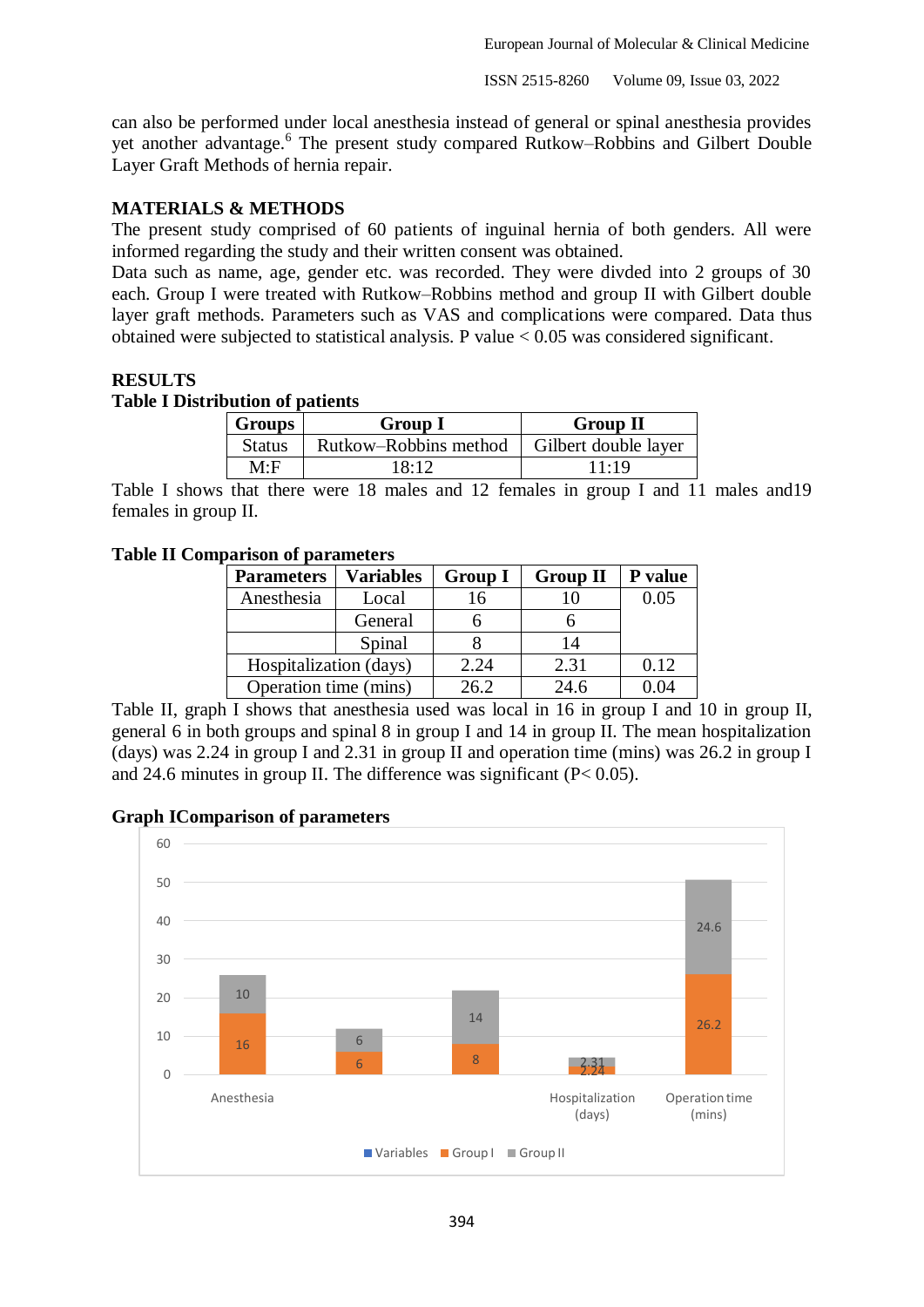can also be performed under local anesthesia instead of general or spinal anesthesia provides yet another advantage.[6] The present study compared Rutkow–Robbins and Gilbert Double Layer Graft Methods of hernia repair.

## MATERIALS & METHODS

The present study comprised of 60 patients of inguinal hernia of both genders. All were informed regarding the study and their written consent was obtained.

Data such as name, age, gender etc. was recorded. They were divded into 2 groups of 30 each. Group I were treated with Rutkow–Robbins method and group II with Gilbert double layer graft methods. Parameters such as VAS and complications were compared. Data thus obtained were subjected to statistical analysis. P value < 0.05 was considered significant.

## RESULTS

**Table I Distribution of patients**

| Groups | Group I | Group II |
|---|---|---|
| Status | Rutkow–Robbins method | Gilbert double layer |
| M:F | 18:12 | 11:19 |

Table I shows that there were 18 males and 12 females in group I and 11 males and19 females in group II.

**Table II Comparison of parameters**

| Parameters | Variables | Group I | Group II | P value |
|---|---|---|---|---|
| Anesthesia | Local | 16 | 10 | 0.05 |
| | General | 6 | 6 | |
| | Spinal | 8 | 14 | |
| Hospitalization (days) | | 2.24 | 2.31 | 0.12 |
| Operation time (mins) | | 26.2 | 24.6 | 0.04 |

Table II, graph I shows that anesthesia used was local in 16 in group I and 10 in group II, general 6 in both groups and spinal 8 in group I and 14 in group II. The mean hospitalization (days) was 2.24 in group I and 2.31 in group II and operation time (mins) was 26.2 in group I and 24.6 minutes in group II. The difference was significant (P< 0.05).

**Graph IComparison of parameters**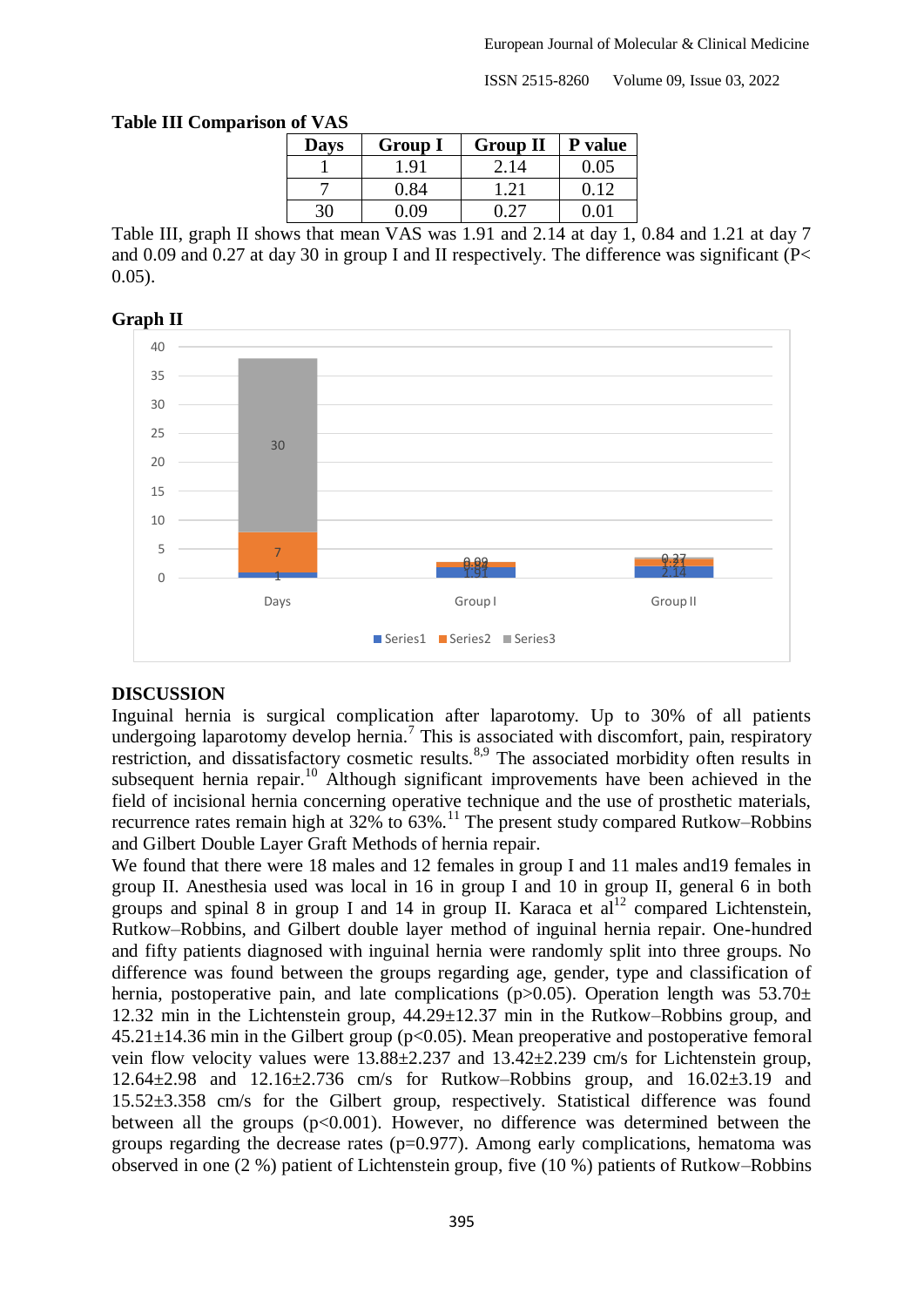**Table III Comparison of VAS**

| Days | Group I | Group II | P value |
|---|---|---|---|
| 1 | 1.91 | 2.14 | 0.05 |
| 7 | 0.84 | 1.21 | 0.12 |
| 30 | 0.09 | 0.27 | 0.01 |

Table III, graph II shows that mean VAS was 1.91 and 2.14 at day 1, 0.84 and 1.21 at day 7 and 0.09 and 0.27 at day 30 in group I and II respectively. The difference was significant (P< 0.05).

**Graph II**

## DISCUSSION

Inguinal hernia is surgical complication after laparotomy. Up to 30% of all patients undergoing laparotomy develop hernia.[7] This is associated with discomfort, pain, respiratory restriction, and dissatisfactory cosmetic results.[8,9] The associated morbidity often results in subsequent hernia repair.[10] Although significant improvements have been achieved in the field of incisional hernia concerning operative technique and the use of prosthetic materials, recurrence rates remain high at 32% to 63%.[11] The present study compared Rutkow–Robbins and Gilbert Double Layer Graft Methods of hernia repair.

We found that there were 18 males and 12 females in group I and 11 males and19 females in group II. Anesthesia used was local in 16 in group I and 10 in group II, general 6 in both groups and spinal 8 in group I and 14 in group II. Karaca et al[12] compared Lichtenstein, Rutkow–Robbins, and Gilbert double layer method of inguinal hernia repair. One-hundred and fifty patients diagnosed with inguinal hernia were randomly split into three groups. No difference was found between the groups regarding age, gender, type and classification of hernia, postoperative pain, and late complications (p>0.05). Operation length was 53.70± 12.32 min in the Lichtenstein group, 44.29±12.37 min in the Rutkow–Robbins group, and 45.21±14.36 min in the Gilbert group (p<0.05). Mean preoperative and postoperative femoral vein flow velocity values were 13.88±2.237 and 13.42±2.239 cm/s for Lichtenstein group, 12.64±2.98 and 12.16±2.736 cm/s for Rutkow–Robbins group, and 16.02±3.19 and 15.52±3.358 cm/s for the Gilbert group, respectively. Statistical difference was found between all the groups (p<0.001). However, no difference was determined between the groups regarding the decrease rates (p=0.977). Among early complications, hematoma was observed in one (2 %) patient of Lichtenstein group, five (10 %) patients of Rutkow–Robbins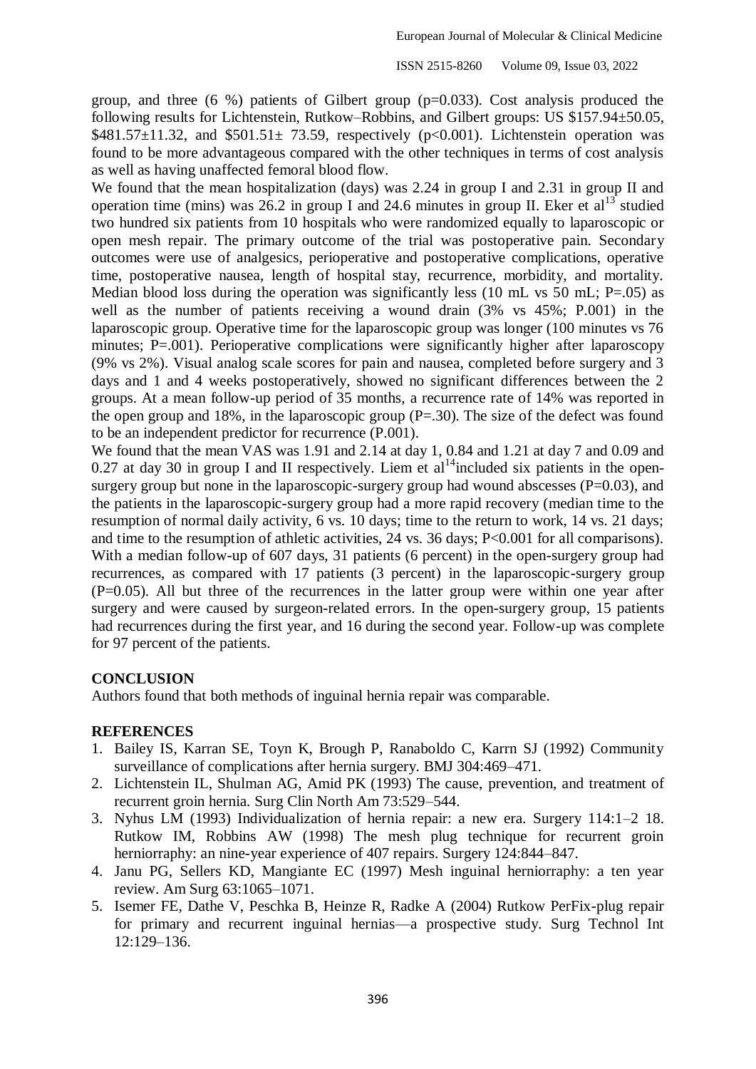group, and three (6 %) patients of Gilbert group (p=0.033). Cost analysis produced the following results for Lichtenstein, Rutkow–Robbins, and Gilbert groups: US \$157.94±50.05, \$481.57±11.32, and \$501.51± 73.59, respectively (p<0.001). Lichtenstein operation was found to be more advantageous compared with the other techniques in terms of cost analysis as well as having unaffected femoral blood flow.

We found that the mean hospitalization (days) was 2.24 in group I and 2.31 in group II and operation time (mins) was 26.2 in group I and 24.6 minutes in group II. Eker et al[13] studied two hundred six patients from 10 hospitals who were randomized equally to laparoscopic or open mesh repair. The primary outcome of the trial was postoperative pain. Secondary outcomes were use of analgesics, perioperative and postoperative complications, operative time, postoperative nausea, length of hospital stay, recurrence, morbidity, and mortality. Median blood loss during the operation was significantly less (10 mL vs 50 mL; P=.05) as well as the number of patients receiving a wound drain (3% vs 45%; P.001) in the laparoscopic group. Operative time for the laparoscopic group was longer (100 minutes vs 76 minutes; P=.001). Perioperative complications were significantly higher after laparoscopy (9% vs 2%). Visual analog scale scores for pain and nausea, completed before surgery and 3 days and 1 and 4 weeks postoperatively, showed no significant differences between the 2 groups. At a mean follow-up period of 35 months, a recurrence rate of 14% was reported in the open group and 18%, in the laparoscopic group (P=.30). The size of the defect was found to be an independent predictor for recurrence (P.001).

We found that the mean VAS was 1.91 and 2.14 at day 1, 0.84 and 1.21 at day 7 and 0.09 and 0.27 at day 30 in group I and II respectively. Liem et al[14]included six patients in the open-surgery group but none in the laparoscopic-surgery group had wound abscesses (P=0.03), and the patients in the laparoscopic-surgery group had a more rapid recovery (median time to the resumption of normal daily activity, 6 vs. 10 days; time to the return to work, 14 vs. 21 days; and time to the resumption of athletic activities, 24 vs. 36 days; P<0.001 for all comparisons). With a median follow-up of 607 days, 31 patients (6 percent) in the open-surgery group had recurrences, as compared with 17 patients (3 percent) in the laparoscopic-surgery group (P=0.05). All but three of the recurrences in the latter group were within one year after surgery and were caused by surgeon-related errors. In the open-surgery group, 15 patients had recurrences during the first year, and 16 during the second year. Follow-up was complete for 97 percent of the patients.

## CONCLUSION

Authors found that both methods of inguinal hernia repair was comparable.

## REFERENCES

1. Bailey IS, Karran SE, Toyn K, Brough P, Ranaboldo C, Karrn SJ (1992) Community surveillance of complications after hernia surgery. BMJ 304:469–471.
2. Lichtenstein IL, Shulman AG, Amid PK (1993) The cause, prevention, and treatment of recurrent groin hernia. Surg Clin North Am 73:529–544.
3. Nyhus LM (1993) Individualization of hernia repair: a new era. Surgery 114:1–2 18. Rutkow IM, Robbins AW (1998) The mesh plug technique for recurrent groin herniorraphy: an nine-year experience of 407 repairs. Surgery 124:844–847.
4. Janu PG, Sellers KD, Mangiante EC (1997) Mesh inguinal herniorraphy: a ten year review. Am Surg 63:1065–1071.
5. Isemer FE, Dathe V, Peschka B, Heinze R, Radke A (2004) Rutkow PerFix-plug repair for primary and recurrent inguinal hernias—a prospective study. Surg Technol Int 12:129–136.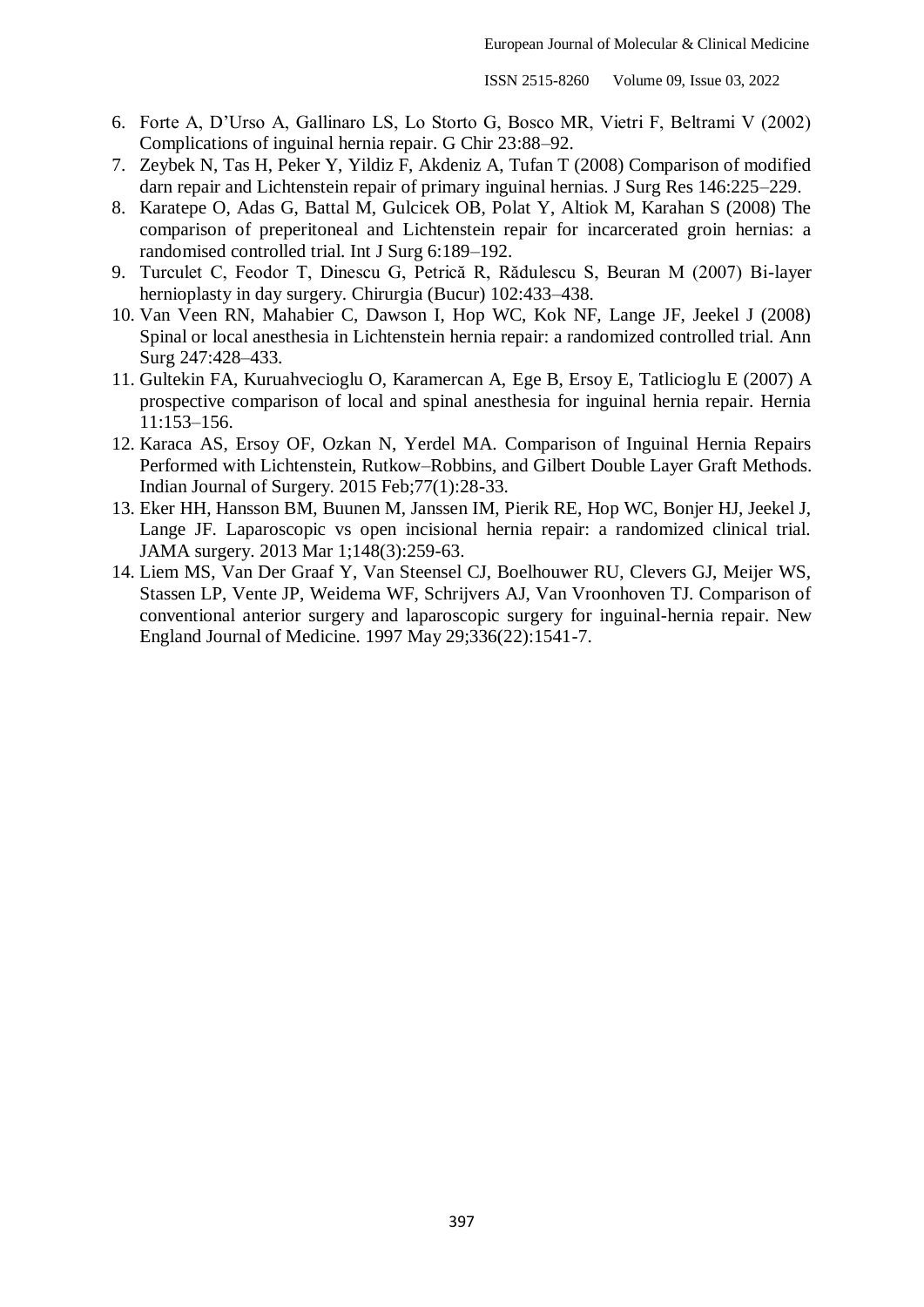6. Forte A, D'Urso A, Gallinaro LS, Lo Storto G, Bosco MR, Vietri F, Beltrami V (2002) Complications of inguinal hernia repair. G Chir 23:88–92.
7. Zeybek N, Tas H, Peker Y, Yildiz F, Akdeniz A, Tufan T (2008) Comparison of modified darn repair and Lichtenstein repair of primary inguinal hernias. J Surg Res 146:225–229.
8. Karatepe O, Adas G, Battal M, Gulcicek OB, Polat Y, Altiok M, Karahan S (2008) The comparison of preperitoneal and Lichtenstein repair for incarcerated groin hernias: a randomised controlled trial. Int J Surg 6:189–192.
9. Turculet C, Feodor T, Dinescu G, Petrică R, Rădulescu S, Beuran M (2007) Bi-layer hernioplasty in day surgery. Chirurgia (Bucur) 102:433–438.
10. Van Veen RN, Mahabier C, Dawson I, Hop WC, Kok NF, Lange JF, Jeekel J (2008) Spinal or local anesthesia in Lichtenstein hernia repair: a randomized controlled trial. Ann Surg 247:428–433.
11. Gultekin FA, Kuruahvecioglu O, Karamercan A, Ege B, Ersoy E, Tatlicioglu E (2007) A prospective comparison of local and spinal anesthesia for inguinal hernia repair. Hernia 11:153–156.
12. Karaca AS, Ersoy OF, Ozkan N, Yerdel MA. Comparison of Inguinal Hernia Repairs Performed with Lichtenstein, Rutkow–Robbins, and Gilbert Double Layer Graft Methods. Indian Journal of Surgery. 2015 Feb;77(1):28-33.
13. Eker HH, Hansson BM, Buunen M, Janssen IM, Pierik RE, Hop WC, Bonjer HJ, Jeekel J, Lange JF. Laparoscopic vs open incisional hernia repair: a randomized clinical trial. JAMA surgery. 2013 Mar 1;148(3):259-63.
14. Liem MS, Van Der Graaf Y, Van Steensel CJ, Boelhouwer RU, Clevers GJ, Meijer WS, Stassen LP, Vente JP, Weidema WF, Schrijvers AJ, Van Vroonhoven TJ. Comparison of conventional anterior surgery and laparoscopic surgery for inguinal-hernia repair. New England Journal of Medicine. 1997 May 29;336(22):1541-7.